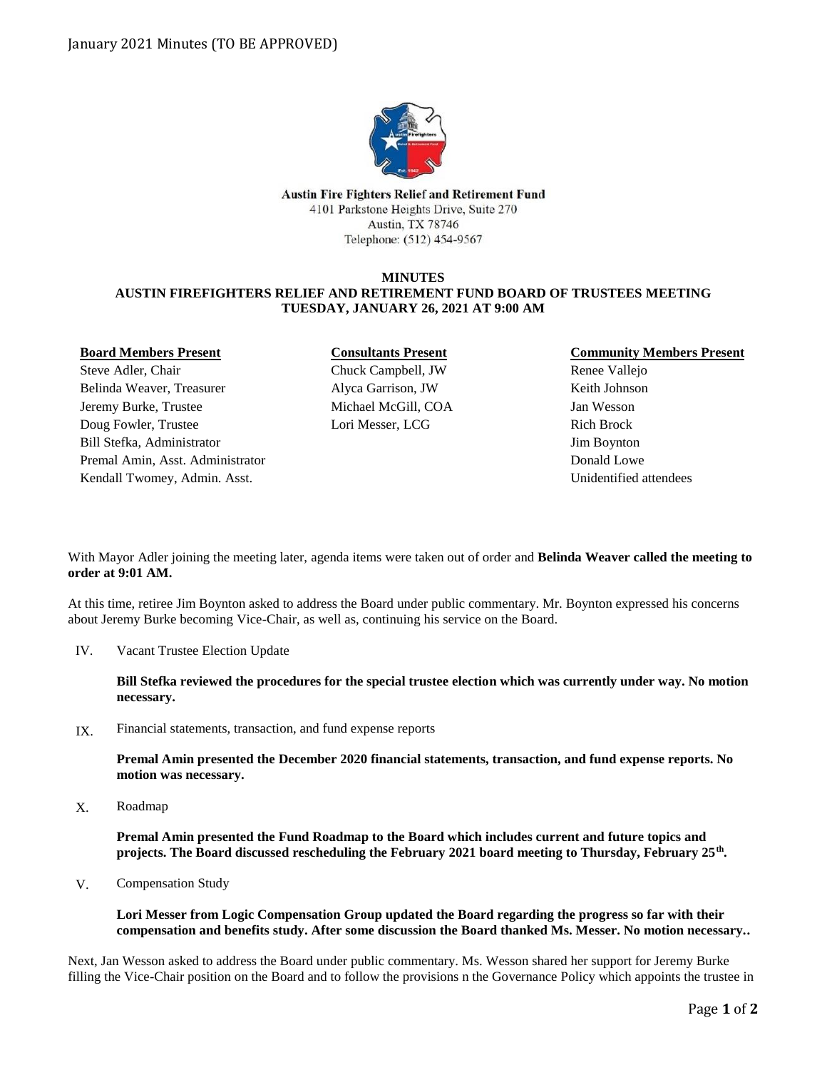January 2021 Minutes (TO BE APPROVED)

**Austin Fire Fighters Relief and Retirement Fund**
4101 Parkstone Heights Drive, Suite 270
Austin, TX 78746
Telephone: (512) 454-9567

**MINUTES**
**AUSTIN FIREFIGHTERS RELIEF AND RETIREMENT FUND BOARD OF TRUSTEES MEETING**
**TUESDAY, JANUARY 26, 2021 AT 9:00 AM**

| **Board Members Present** | **Consultants Present** | **Community Members Present** |
|---|---|---|
| Steve Adler, Chair | Chuck Campbell, JW | Renee Vallejo |
| Belinda Weaver, Treasurer | Alyca Garrison, JW | Keith Johnson |
| Jeremy Burke, Trustee | Michael McGill, COA | Jan Wesson |
| Doug Fowler, Trustee | Lori Messer, LCG | Rich Brock |
| Bill Stefka, Administrator | | Jim Boynton |
| Premal Amin, Asst. Administrator | | Donald Lowe |
| Kendall Twomey, Admin. Asst. | | Unidentified attendees |

With Mayor Adler joining the meeting later, agenda items were taken out of order and **Belinda Weaver called the meeting to order at 9:01 AM.**

At this time, retiree Jim Boynton asked to address the Board under public commentary. Mr. Boynton expressed his concerns about Jeremy Burke becoming Vice-Chair, as well as, continuing his service on the Board.

IV. Vacant Trustee Election Update

**Bill Stefka reviewed the procedures for the special trustee election which was currently under way. No motion necessary.**

IX. Financial statements, transaction, and fund expense reports

**Premal Amin presented the December 2020 financial statements, transaction, and fund expense reports. No motion was necessary.**

X. Roadmap

**Premal Amin presented the Fund Roadmap to the Board which includes current and future topics and projects. The Board discussed rescheduling the February 2021 board meeting to Thursday, February 25th.**

V. Compensation Study

**Lori Messer from Logic Compensation Group updated the Board regarding the progress so far with their compensation and benefits study. After some discussion the Board thanked Ms. Messer. No motion necessary..**

Next, Jan Wesson asked to address the Board under public commentary. Ms. Wesson shared her support for Jeremy Burke filling the Vice-Chair position on the Board and to follow the provisions n the Governance Policy which appoints the trustee in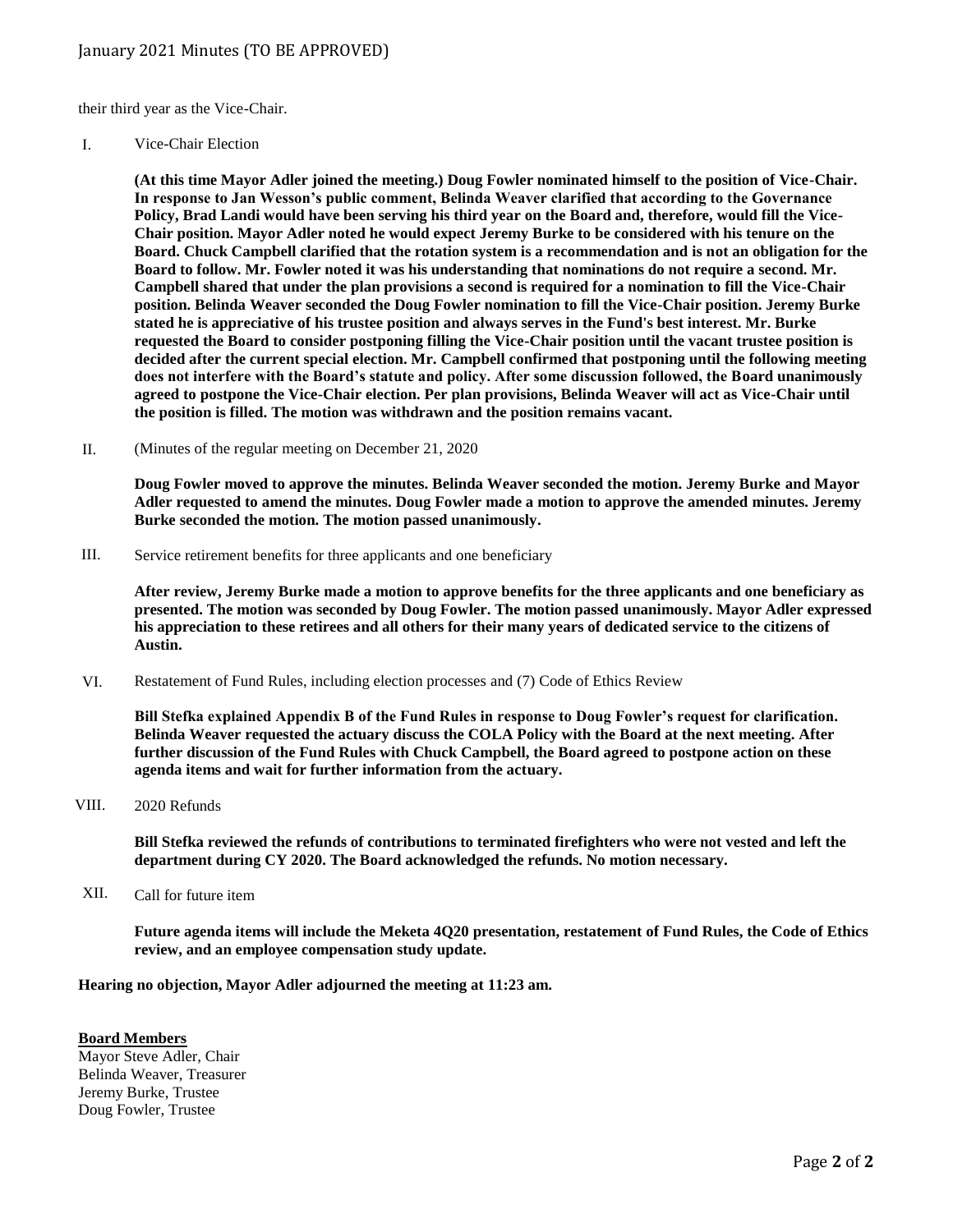their third year as the Vice-Chair.

I. Vice-Chair Election

**(At this time Mayor Adler joined the meeting.) Doug Fowler nominated himself to the position of Vice-Chair. In response to Jan Wesson's public comment, Belinda Weaver clarified that according to the Governance Policy, Brad Landi would have been serving his third year on the Board and, therefore, would fill the Vice-Chair position. Mayor Adler noted he would expect Jeremy Burke to be considered with his tenure on the Board. Chuck Campbell clarified that the rotation system is a recommendation and is not an obligation for the Board to follow. Mr. Fowler noted it was his understanding that nominations do not require a second. Mr. Campbell shared that under the plan provisions a second is required for a nomination to fill the Vice-Chair position. Belinda Weaver seconded the Doug Fowler nomination to fill the Vice-Chair position. Jeremy Burke stated he is appreciative of his trustee position and always serves in the Fund's best interest. Mr. Burke requested the Board to consider postponing filling the Vice-Chair position until the vacant trustee position is decided after the current special election. Mr. Campbell confirmed that postponing until the following meeting does not interfere with the Board's statute and policy. After some discussion followed, the Board unanimously agreed to postpone the Vice-Chair election. Per plan provisions, Belinda Weaver will act as Vice-Chair until the position is filled. The motion was withdrawn and the position remains vacant.**

II. (Minutes of the regular meeting on December 21, 2020

**Doug Fowler moved to approve the minutes. Belinda Weaver seconded the motion. Jeremy Burke and Mayor Adler requested to amend the minutes. Doug Fowler made a motion to approve the amended minutes. Jeremy Burke seconded the motion. The motion passed unanimously.**

III. Service retirement benefits for three applicants and one beneficiary

**After review, Jeremy Burke made a motion to approve benefits for the three applicants and one beneficiary as presented. The motion was seconded by Doug Fowler. The motion passed unanimously. Mayor Adler expressed his appreciation to these retirees and all others for their many years of dedicated service to the citizens of Austin.**

VI. Restatement of Fund Rules, including election processes and (7) Code of Ethics Review

**Bill Stefka explained Appendix B of the Fund Rules in response to Doug Fowler's request for clarification. Belinda Weaver requested the actuary discuss the COLA Policy with the Board at the next meeting. After further discussion of the Fund Rules with Chuck Campbell, the Board agreed to postpone action on these agenda items and wait for further information from the actuary.**

VIII. 2020 Refunds

**Bill Stefka reviewed the refunds of contributions to terminated firefighters who were not vested and left the department during CY 2020. The Board acknowledged the refunds. No motion necessary.**

XII. Call for future item

**Future agenda items will include the Meketa 4Q20 presentation, restatement of Fund Rules, the Code of Ethics review, and an employee compensation study update.**

**Hearing no objection, Mayor Adler adjourned the meeting at 11:23 am.**

**Board Members**

Mayor Steve Adler, Chair
Belinda Weaver, Treasurer
Jeremy Burke, Trustee
Doug Fowler, Trustee